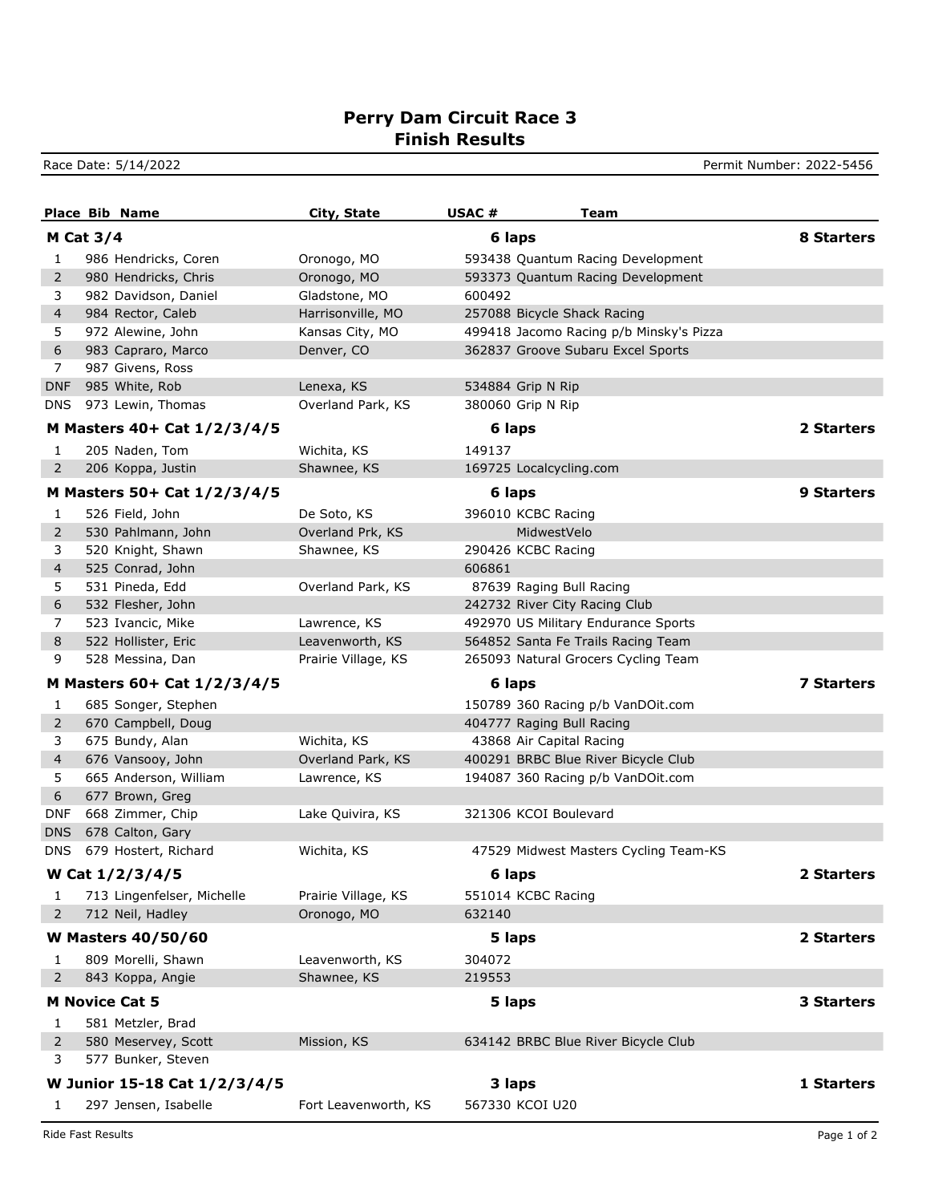# Perry Dam Circuit Race 3
## Finish Results

Race Date: 5/14/2022 | Permit Number: 2022-5456

| Place | Bib | Name | City, State | USAC # | Team |
|---|---|---|---|---|---|
| **M Cat 3/4** | | | | **6 laps** | **8 Starters** |
| 1 | 986 | Hendricks, Coren | Oronogo, MO | 593438 | Quantum Racing Development |
| 2 | 980 | Hendricks, Chris | Oronogo, MO | 593373 | Quantum Racing Development |
| 3 | 982 | Davidson, Daniel | Gladstone, MO | 600492 | |
| 4 | 984 | Rector, Caleb | Harrisonville, MO | 257088 | Bicycle Shack Racing |
| 5 | 972 | Alewine, John | Kansas City, MO | 499418 | Jacomo Racing p/b Minsky's Pizza |
| 6 | 983 | Capraro, Marco | Denver, CO | 362837 | Groove Subaru Excel Sports |
| 7 | 987 | Givens, Ross | | | |
| DNF | 985 | White, Rob | Lenexa, KS | 534884 | Grip N Rip |
| DNS | 973 | Lewin, Thomas | Overland Park, KS | 380060 | Grip N Rip |
| **M Masters 40+ Cat 1/2/3/4/5** | | | | **6 laps** | **2 Starters** |
| 1 | 205 | Naden, Tom | Wichita, KS | 149137 | |
| 2 | 206 | Koppa, Justin | Shawnee, KS | 169725 | Localcycling.com |
| **M Masters 50+ Cat 1/2/3/4/5** | | | | **6 laps** | **9 Starters** |
| 1 | 526 | Field, John | De Soto, KS | 396010 | KCBC Racing |
| 2 | 530 | Pahlmann, John | Overland Prk, KS | | MidwestVelo |
| 3 | 520 | Knight, Shawn | Shawnee, KS | 290426 | KCBC Racing |
| 4 | 525 | Conrad, John | | 606861 | |
| 5 | 531 | Pineda, Edd | Overland Park, KS | 87639 | Raging Bull Racing |
| 6 | 532 | Flesher, John | | 242732 | River City Racing Club |
| 7 | 523 | Ivancic, Mike | Lawrence, KS | 492970 | US Military Endurance Sports |
| 8 | 522 | Hollister, Eric | Leavenworth, KS | 564852 | Santa Fe Trails Racing Team |
| 9 | 528 | Messina, Dan | Prairie Village, KS | 265093 | Natural Grocers Cycling Team |
| **M Masters 60+ Cat 1/2/3/4/5** | | | | **6 laps** | **7 Starters** |
| 1 | 685 | Songer, Stephen | | 150789 | 360 Racing p/b VanDOit.com |
| 2 | 670 | Campbell, Doug | | 404777 | Raging Bull Racing |
| 3 | 675 | Bundy, Alan | Wichita, KS | 43868 | Air Capital Racing |
| 4 | 676 | Vansooy, John | Overland Park, KS | 400291 | BRBC Blue River Bicycle Club |
| 5 | 665 | Anderson, William | Lawrence, KS | 194087 | 360 Racing p/b VanDOit.com |
| 6 | 677 | Brown, Greg | | | |
| DNF | 668 | Zimmer, Chip | Lake Quivira, KS | 321306 | KCOI Boulevard |
| DNS | 678 | Calton, Gary | | | |
| DNS | 679 | Hostert, Richard | Wichita, KS | 47529 | Midwest Masters Cycling Team-KS |
| **W Cat 1/2/3/4/5** | | | | **6 laps** | **2 Starters** |
| 1 | 713 | Lingenfelser, Michelle | Prairie Village, KS | 551014 | KCBC Racing |
| 2 | 712 | Neil, Hadley | Oronogo, MO | 632140 | |
| **W Masters 40/50/60** | | | | **5 laps** | **2 Starters** |
| 1 | 809 | Morelli, Shawn | Leavenworth, KS | 304072 | |
| 2 | 843 | Koppa, Angie | Shawnee, KS | 219553 | |
| **M Novice Cat 5** | | | | **5 laps** | **3 Starters** |
| 1 | 581 | Metzler, Brad | | | |
| 2 | 580 | Meservey, Scott | Mission, KS | 634142 | BRBC Blue River Bicycle Club |
| 3 | 577 | Bunker, Steven | | | |
| **W Junior 15-18 Cat 1/2/3/4/5** | | | | **3 laps** | **1 Starters** |
| 1 | 297 | Jensen, Isabelle | Fort Leavenworth, KS | 567330 | KCOI U20 |

Ride Fast Results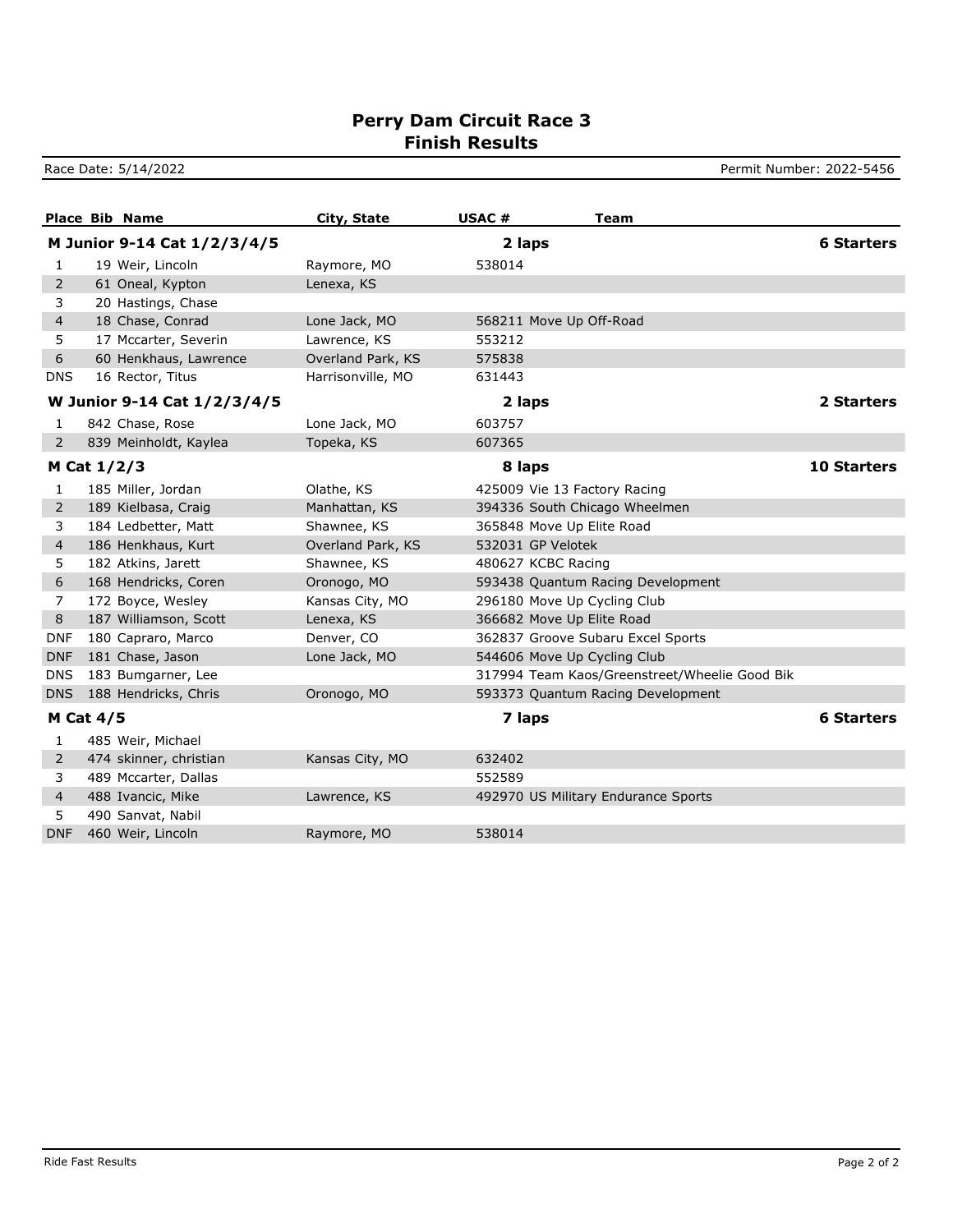# Perry Dam Circuit Race 3
## Finish Results

Race Date: 5/14/2022

Permit Number: 2022-5456

| Place | Bib | Name | City, State | USAC # | Team |
|---|---|---|---|---|---|
| **M Junior 9-14 Cat 1/2/3/4/5** | | | **2 laps** | | **6 Starters** |
| 1 | 19 | Weir, Lincoln | Raymore, MO | 538014 | |
| 2 | 61 | Oneal, Kypton | Lenexa, KS | | |
| 3 | 20 | Hastings, Chase | | | |
| 4 | 18 | Chase, Conrad | Lone Jack, MO | 568211 | Move Up Off-Road |
| 5 | 17 | Mccarter, Severin | Lawrence, KS | 553212 | |
| 6 | 60 | Henkhaus, Lawrence | Overland Park, KS | 575838 | |
| DNS | 16 | Rector, Titus | Harrisonville, MO | 631443 | |
| **W Junior 9-14 Cat 1/2/3/4/5** | | | **2 laps** | | **2 Starters** |
| 1 | 842 | Chase, Rose | Lone Jack, MO | 603757 | |
| 2 | 839 | Meinholdt, Kaylea | Topeka, KS | 607365 | |
| **M Cat 1/2/3** | | | **8 laps** | | **10 Starters** |
| 1 | 185 | Miller, Jordan | Olathe, KS | 425009 | Vie 13 Factory Racing |
| 2 | 189 | Kielbasa, Craig | Manhattan, KS | 394336 | South Chicago Wheelmen |
| 3 | 184 | Ledbetter, Matt | Shawnee, KS | 365848 | Move Up Elite Road |
| 4 | 186 | Henkhaus, Kurt | Overland Park, KS | 532031 | GP Velotek |
| 5 | 182 | Atkins, Jarett | Shawnee, KS | 480627 | KCBC Racing |
| 6 | 168 | Hendricks, Coren | Oronogo, MO | 593438 | Quantum Racing Development |
| 7 | 172 | Boyce, Wesley | Kansas City, MO | 296180 | Move Up Cycling Club |
| 8 | 187 | Williamson, Scott | Lenexa, KS | 366682 | Move Up Elite Road |
| DNF | 180 | Capraro, Marco | Denver, CO | 362837 | Groove Subaru Excel Sports |
| DNF | 181 | Chase, Jason | Lone Jack, MO | 544606 | Move Up Cycling Club |
| DNS | 183 | Bumgarner, Lee | | 317994 | Team Kaos/Greenstreet/Wheelie Good Bik |
| DNS | 188 | Hendricks, Chris | Oronogo, MO | 593373 | Quantum Racing Development |
| **M Cat 4/5** | | | **7 laps** | | **6 Starters** |
| 1 | 485 | Weir, Michael | | | |
| 2 | 474 | skinner, christian | Kansas City, MO | 632402 | |
| 3 | 489 | Mccarter, Dallas | | 552589 | |
| 4 | 488 | Ivancic, Mike | Lawrence, KS | 492970 | US Military Endurance Sports |
| 5 | 490 | Sanvat, Nabil | | | |
| DNF | 460 | Weir, Lincoln | Raymore, MO | 538014 | |

Ride Fast Results